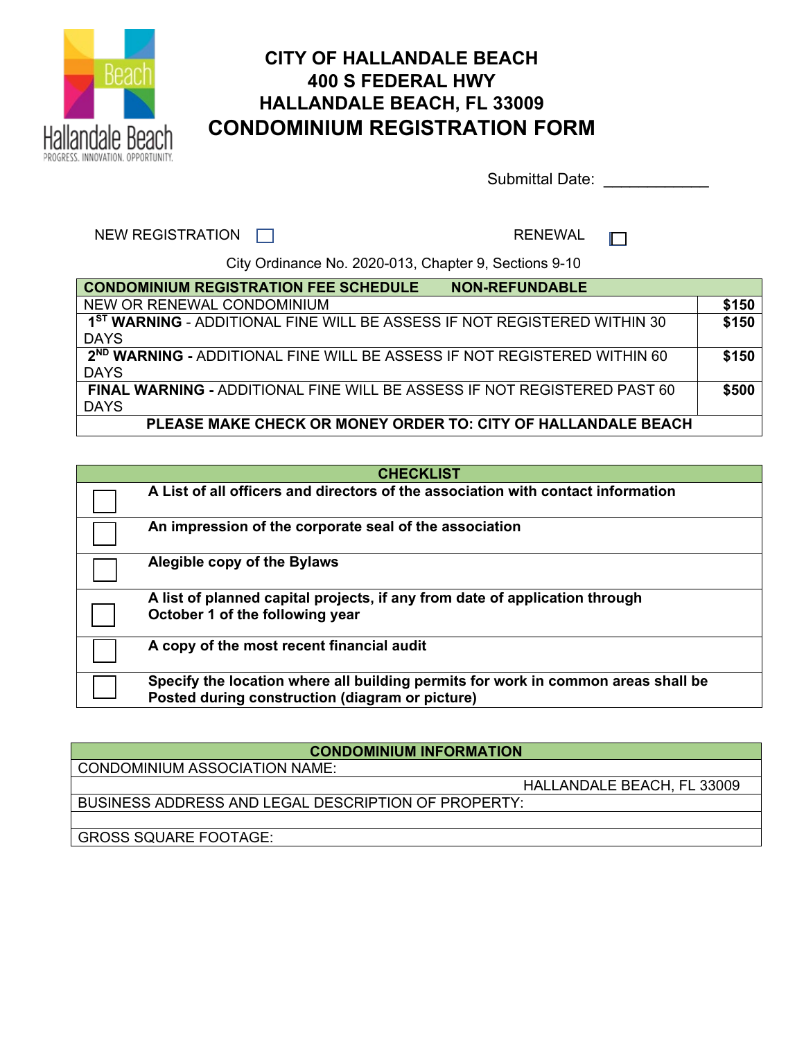# CITY OF HALLANDALE BEACH
# 400 S FEDERAL HWY
# HALLANDALE BEACH, FL 33009
# CONDOMINIUM REGISTRATION FORM

Submittal Date: ____________

NEW REGISTRATION ☐ RENEWAL ☐

City Ordinance No. 2020-013, Chapter 9, Sections 9-10

| CONDOMINIUM REGISTRATION FEE SCHEDULE NON-REFUNDABLE | |
|---|---|
| NEW OR RENEWAL CONDOMINIUM | **$150** |
| **1ST WARNING** - ADDITIONAL FINE WILL BE ASSESS IF NOT REGISTERED WITHIN 30 DAYS | **$150** |
| **2ND WARNING -** ADDITIONAL FINE WILL BE ASSESS IF NOT REGISTERED WITHIN 60 DAYS | **$150** |
| **FINAL WARNING -** ADDITIONAL FINE WILL BE ASSESS IF NOT REGISTERED PAST 60 DAYS | **$500** |
| **PLEASE MAKE CHECK OR MONEY ORDER TO: CITY OF HALLANDALE BEACH** | |

| | CHECKLIST |
|---|---|
| ☐ | **A List of all officers and directors of the association with contact information** |
| ☐ | **An impression of the corporate seal of the association** |
| ☐ | **Alegible copy of the Bylaws** |
| ☐ | **A list of planned capital projects, if any from date of application through October 1 of the following year** |
| ☐ | **A copy of the most recent financial audit** |
| ☐ | **Specify the location where all building permits for work in common areas shall be Posted during construction (diagram or picture)** |

| CONDOMINIUM INFORMATION |
|---|
| CONDOMINIUM ASSOCIATION NAME: |
| HALLANDALE BEACH, FL 33009 |
| BUSINESS ADDRESS AND LEGAL DESCRIPTION OF PROPERTY: |
| |
| GROSS SQUARE FOOTAGE: |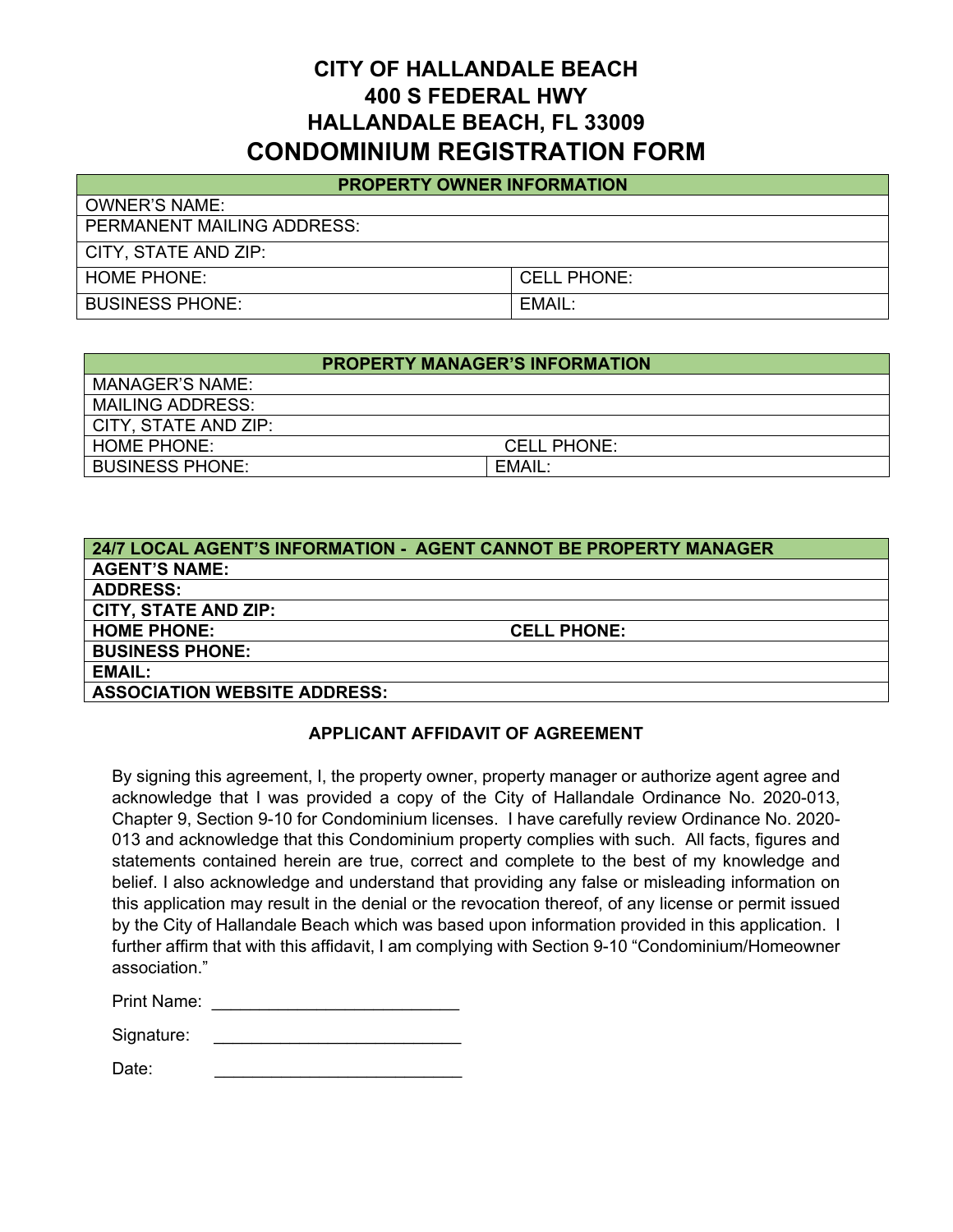# CITY OF HALLANDALE BEACH
# 400 S FEDERAL HWY
# HALLANDALE BEACH, FL 33009
# CONDOMINIUM REGISTRATION FORM

| PROPERTY OWNER INFORMATION | |
|---|---|
| OWNER'S NAME: | |
| PERMANENT MAILING ADDRESS: | |
| CITY, STATE AND ZIP: | |
| HOME PHONE: | CELL PHONE: |
| BUSINESS PHONE: | EMAIL: |

| PROPERTY MANAGER'S INFORMATION | |
|---|---|
| MANAGER'S NAME: | |
| MAILING ADDRESS: | |
| CITY, STATE AND ZIP: | |
| HOME PHONE: | CELL PHONE: |
| BUSINESS PHONE: | EMAIL: |

| **24/7 LOCAL AGENT'S INFORMATION - AGENT CANNOT BE PROPERTY MANAGER** | |
|---|---|
| **AGENT'S NAME:** | |
| **ADDRESS:** | |
| **CITY, STATE AND ZIP:** | |
| **HOME PHONE:** | **CELL PHONE:** |
| **BUSINESS PHONE:** | |
| **EMAIL:** | |
| **ASSOCIATION WEBSITE ADDRESS:** | |

### APPLICANT AFFIDAVIT OF AGREEMENT

By signing this agreement, I, the property owner, property manager or authorize agent agree and acknowledge that I was provided a copy of the City of Hallandale Ordinance No. 2020-013, Chapter 9, Section 9-10 for Condominium licenses. I have carefully review Ordinance No. 2020-013 and acknowledge that this Condominium property complies with such. All facts, figures and statements contained herein are true, correct and complete to the best of my knowledge and belief. I also acknowledge and understand that providing any false or misleading information on this application may result in the denial or the revocation thereof, of any license or permit issued by the City of Hallandale Beach which was based upon information provided in this application. I further affirm that with this affidavit, I am complying with Section 9-10 "Condominium/Homeowner association."

Print Name: __________________________

Signature: __________________________

Date: __________________________